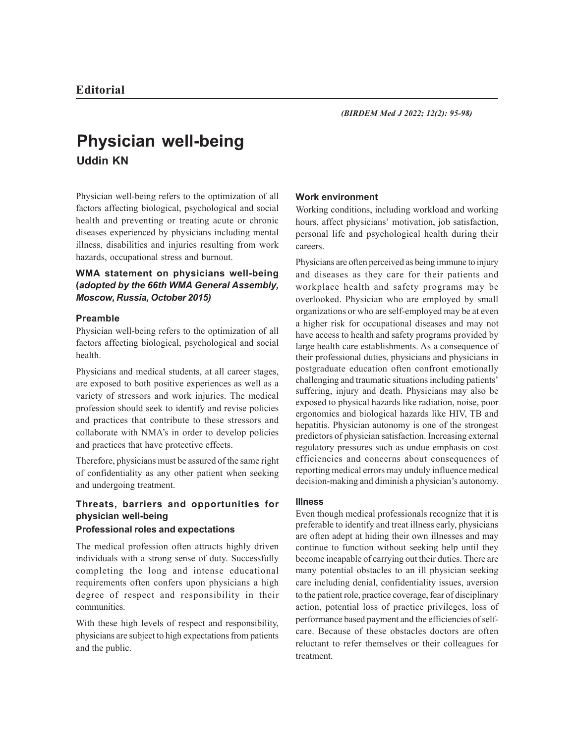**Editorial**

# Physician well-being

**Uddin KN**

Physician well-being refers to the optimization of all factors affecting biological, psychological and social health and preventing or treating acute or chronic diseases experienced by physicians including mental illness, disabilities and injuries resulting from work hazards, occupational stress and burnout.

### WMA statement on physicians well-being (*adopted by the 66th WMA General Assembly, Moscow, Russia, October 2015)*

#### Preamble

Physician well-being refers to the optimization of all factors affecting biological, psychological and social health.

Physicians and medical students, at all career stages, are exposed to both positive experiences as well as a variety of stressors and work injuries. The medical profession should seek to identify and revise policies and practices that contribute to these stressors and collaborate with NMA's in order to develop policies and practices that have protective effects.

Therefore, physicians must be assured of the same right of confidentiality as any other patient when seeking and undergoing treatment.

### Threats, barriers and opportunities for physician well-being

#### Professional roles and expectations

The medical profession often attracts highly driven individuals with a strong sense of duty. Successfully completing the long and intense educational requirements often confers upon physicians a high degree of respect and responsibility in their communities.

With these high levels of respect and responsibility, physicians are subject to high expectations from patients and the public.

#### Work environment

Working conditions, including workload and working hours, affect physicians' motivation, job satisfaction, personal life and psychological health during their careers.

Physicians are often perceived as being immune to injury and diseases as they care for their patients and workplace health and safety programs may be overlooked. Physician who are employed by small organizations or who are self-employed may be at even a higher risk for occupational diseases and may not have access to health and safety programs provided by large health care establishments. As a consequence of their professional duties, physicians and physicians in postgraduate education often confront emotionally challenging and traumatic situations including patients' suffering, injury and death. Physicians may also be exposed to physical hazards like radiation, noise, poor ergonomics and biological hazards like HIV, TB and hepatitis. Physician autonomy is one of the strongest predictors of physician satisfaction. Increasing external regulatory pressures such as undue emphasis on cost efficiencies and concerns about consequences of reporting medical errors may unduly influence medical decision-making and diminish a physician's autonomy.

#### Illness

Even though medical professionals recognize that it is preferable to identify and treat illness early, physicians are often adept at hiding their own illnesses and may continue to function without seeking help until they become incapable of carrying out their duties. There are many potential obstacles to an ill physician seeking care including denial, confidentiality issues, aversion to the patient role, practice coverage, fear of disciplinary action, potential loss of practice privileges, loss of performance based payment and the efficiencies of self-care. Because of these obstacles doctors are often reluctant to refer themselves or their colleagues for treatment.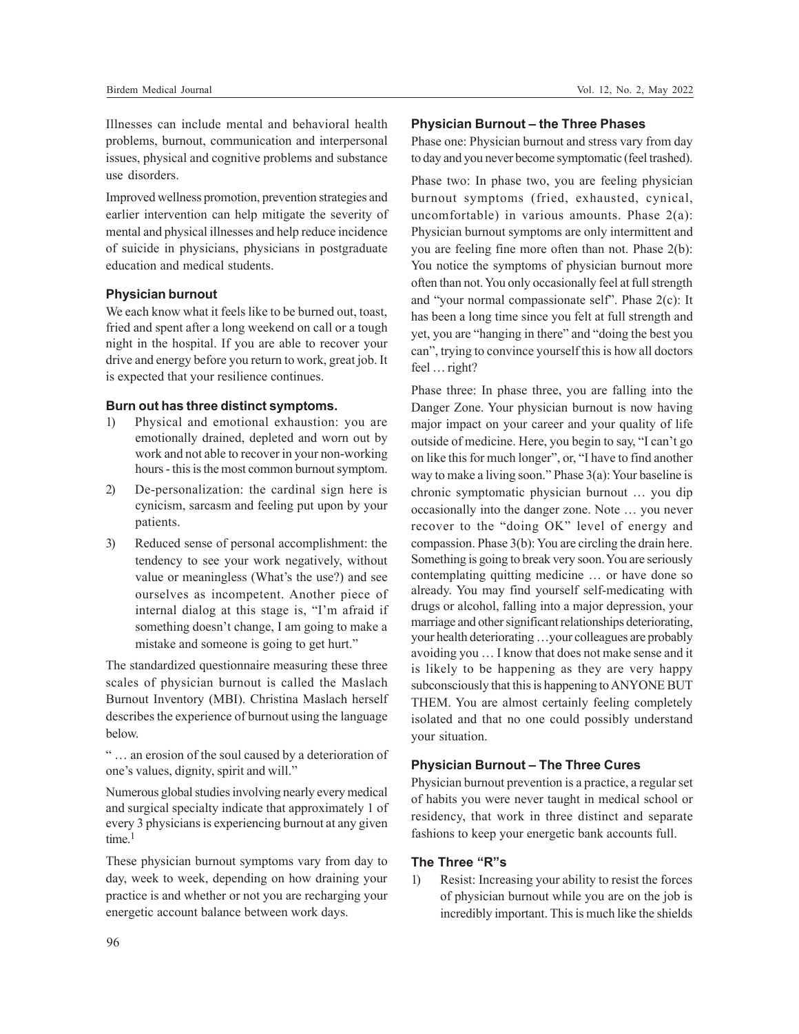Illnesses can include mental and behavioral health problems, burnout, communication and interpersonal issues, physical and cognitive problems and substance use disorders.

Improved wellness promotion, prevention strategies and earlier intervention can help mitigate the severity of mental and physical illnesses and help reduce incidence of suicide in physicians, physicians in postgraduate education and medical students.

### Physician burnout

We each know what it feels like to be burned out, toast, fried and spent after a long weekend on call or a tough night in the hospital. If you are able to recover your drive and energy before you return to work, great job. It is expected that your resilience continues.

### Burn out has three distinct symptoms.

1) Physical and emotional exhaustion: you are emotionally drained, depleted and worn out by work and not able to recover in your non-working hours - this is the most common burnout symptom.
2) De-personalization: the cardinal sign here is cynicism, sarcasm and feeling put upon by your patients.
3) Reduced sense of personal accomplishment: the tendency to see your work negatively, without value or meaningless (What's the use?) and see ourselves as incompetent. Another piece of internal dialog at this stage is, "I'm afraid if something doesn't change, I am going to make a mistake and someone is going to get hurt."

The standardized questionnaire measuring these three scales of physician burnout is called the Maslach Burnout Inventory (MBI). Christina Maslach herself describes the experience of burnout using the language below.

" … an erosion of the soul caused by a deterioration of one's values, dignity, spirit and will."

Numerous global studies involving nearly every medical and surgical specialty indicate that approximately 1 of every 3 physicians is experiencing burnout at any given time.[1]

These physician burnout symptoms vary from day to day, week to week, depending on how draining your practice is and whether or not you are recharging your energetic account balance between work days.

### Physician Burnout – the Three Phases

Phase one: Physician burnout and stress vary from day to day and you never become symptomatic (feel trashed).

Phase two: In phase two, you are feeling physician burnout symptoms (fried, exhausted, cynical, uncomfortable) in various amounts. Phase 2(a): Physician burnout symptoms are only intermittent and you are feeling fine more often than not. Phase 2(b): You notice the symptoms of physician burnout more often than not. You only occasionally feel at full strength and "your normal compassionate self". Phase 2(c): It has been a long time since you felt at full strength and yet, you are "hanging in there" and "doing the best you can", trying to convince yourself this is how all doctors feel … right?

Phase three: In phase three, you are falling into the Danger Zone. Your physician burnout is now having major impact on your career and your quality of life outside of medicine. Here, you begin to say, "I can't go on like this for much longer", or, "I have to find another way to make a living soon." Phase 3(a): Your baseline is chronic symptomatic physician burnout … you dip occasionally into the danger zone. Note … you never recover to the "doing OK" level of energy and compassion. Phase 3(b): You are circling the drain here. Something is going to break very soon. You are seriously contemplating quitting medicine … or have done so already. You may find yourself self-medicating with drugs or alcohol, falling into a major depression, your marriage and other significant relationships deteriorating, your health deteriorating …your colleagues are probably avoiding you … I know that does not make sense and it is likely to be happening as they are very happy subconsciously that this is happening to ANYONE BUT THEM. You are almost certainly feeling completely isolated and that no one could possibly understand your situation.

### Physician Burnout – The Three Cures

Physician burnout prevention is a practice, a regular set of habits you were never taught in medical school or residency, that work in three distinct and separate fashions to keep your energetic bank accounts full.

### The Three "R"s

1) Resist: Increasing your ability to resist the forces of physician burnout while you are on the job is incredibly important. This is much like the shields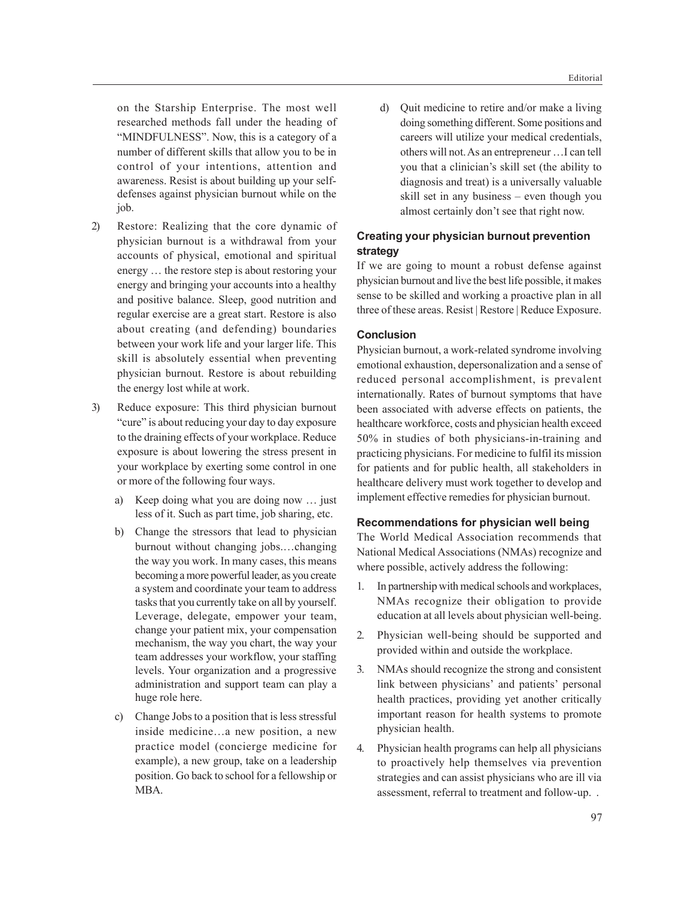on the Starship Enterprise. The most well researched methods fall under the heading of "MINDFULNESS". Now, this is a category of a number of different skills that allow you to be in control of your intentions, attention and awareness. Resist is about building up your self-defenses against physician burnout while on the job.

2) Restore: Realizing that the core dynamic of physician burnout is a withdrawal from your accounts of physical, emotional and spiritual energy … the restore step is about restoring your energy and bringing your accounts into a healthy and positive balance. Sleep, good nutrition and regular exercise are a great start. Restore is also about creating (and defending) boundaries between your work life and your larger life. This skill is absolutely essential when preventing physician burnout. Restore is about rebuilding the energy lost while at work.

3) Reduce exposure: This third physician burnout "cure" is about reducing your day to day exposure to the draining effects of your workplace. Reduce exposure is about lowering the stress present in your workplace by exerting some control in one or more of the following four ways.

   a) Keep doing what you are doing now … just less of it. Such as part time, job sharing, etc.

   b) Change the stressors that lead to physician burnout without changing jobs.…changing the way you work. In many cases, this means becoming a more powerful leader, as you create a system and coordinate your team to address tasks that you currently take on all by yourself. Leverage, delegate, empower your team, change your patient mix, your compensation mechanism, the way you chart, the way your team addresses your workflow, your staffing levels. Your organization and a progressive administration and support team can play a huge role here.

   c) Change Jobs to a position that is less stressful inside medicine…a new position, a new practice model (concierge medicine for example), a new group, take on a leadership position. Go back to school for a fellowship or MBA.

   d) Quit medicine to retire and/or make a living doing something different. Some positions and careers will utilize your medical credentials, others will not. As an entrepreneur …I can tell you that a clinician's skill set (the ability to diagnosis and treat) is a universally valuable skill set in any business – even though you almost certainly don't see that right now.

## Creating your physician burnout prevention strategy

If we are going to mount a robust defense against physician burnout and live the best life possible, it makes sense to be skilled and working a proactive plan in all three of these areas. Resist | Restore | Reduce Exposure.

## Conclusion

Physician burnout, a work-related syndrome involving emotional exhaustion, depersonalization and a sense of reduced personal accomplishment, is prevalent internationally. Rates of burnout symptoms that have been associated with adverse effects on patients, the healthcare workforce, costs and physician health exceed 50% in studies of both physicians-in-training and practicing physicians. For medicine to fulfil its mission for patients and for public health, all stakeholders in healthcare delivery must work together to develop and implement effective remedies for physician burnout.

## Recommendations for physician well being

The World Medical Association recommends that National Medical Associations (NMAs) recognize and where possible, actively address the following:

1. In partnership with medical schools and workplaces, NMAs recognize their obligation to provide education at all levels about physician well-being.
2. Physician well-being should be supported and provided within and outside the workplace.
3. NMAs should recognize the strong and consistent link between physicians' and patients' personal health practices, providing yet another critically important reason for health systems to promote physician health.
4. Physician health programs can help all physicians to proactively help themselves via prevention strategies and can assist physicians who are ill via assessment, referral to treatment and follow-up. .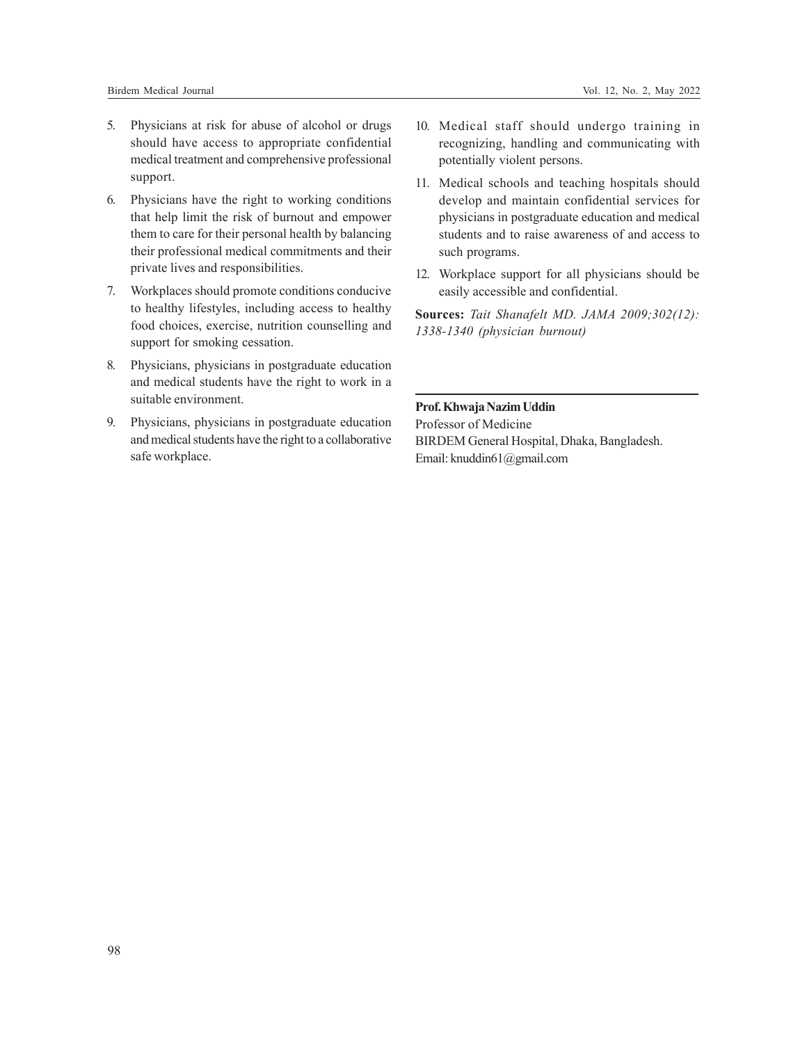5. Physicians at risk for abuse of alcohol or drugs should have access to appropriate confidential medical treatment and comprehensive professional support.
6. Physicians have the right to working conditions that help limit the risk of burnout and empower them to care for their personal health by balancing their professional medical commitments and their private lives and responsibilities.
7. Workplaces should promote conditions conducive to healthy lifestyles, including access to healthy food choices, exercise, nutrition counselling and support for smoking cessation.
8. Physicians, physicians in postgraduate education and medical students have the right to work in a suitable environment.
9. Physicians, physicians in postgraduate education and medical students have the right to a collaborative safe workplace.
10. Medical staff should undergo training in recognizing, handling and communicating with potentially violent persons.
11. Medical schools and teaching hospitals should develop and maintain confidential services for physicians in postgraduate education and medical students and to raise awareness of and access to such programs.
12. Workplace support for all physicians should be easily accessible and confidential.

**Sources:** *Tait Shanafelt MD. JAMA 2009;302(12): 1338-1340 (physician burnout)*

---

**Prof. Khwaja Nazim Uddin**
Professor of Medicine
BIRDEM General Hospital, Dhaka, Bangladesh.
Email: knuddin61@gmail.com